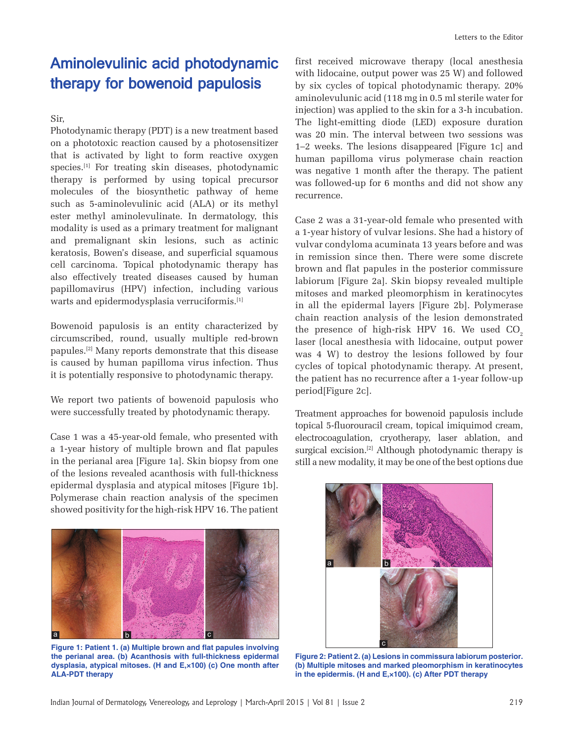# Aminolevulinic acid photodynamic therapy for bowenoid papulosis

Sir,

Photodynamic therapy (PDT) is a new treatment based on a phototoxic reaction caused by a photosensitizer that is activated by light to form reactive oxygen species.[1] For treating skin diseases, photodynamic therapy is performed by using topical precursor molecules of the biosynthetic pathway of heme such as 5-aminolevulinic acid (ALA) or its methyl ester methyl aminolevulinate. In dermatology, this modality is used as a primary treatment for malignant and premalignant skin lesions, such as actinic keratosis, Bowen's disease, and superficial squamous cell carcinoma. Topical photodynamic therapy has also effectively treated diseases caused by human papillomavirus (HPV) infection, including various warts and epidermodysplasia verruciformis.[1]

Bowenoid papulosis is an entity characterized by circumscribed, round, usually multiple red-brown papules.[2] Many reports demonstrate that this disease is caused by human papilloma virus infection. Thus it is potentially responsive to photodynamic therapy.

We report two patients of bowenoid papulosis who were successfully treated by photodynamic therapy.

Case 1 was a 45-year-old female, who presented with a 1-year history of multiple brown and flat papules in the perianal area [Figure 1a]. Skin biopsy from one of the lesions revealed acanthosis with full-thickness epidermal dysplasia and atypical mitoses [Figure 1b]. Polymerase chain reaction analysis of the specimen showed positivity for the high-risk HPV 16. The patient first received microwave therapy (local anesthesia with lidocaine, output power was 25 W) and followed by six cycles of topical photodynamic therapy. 20% aminolevulinic acid (118 mg in 0.5 ml sterile water for injection) was applied to the skin for a 3-h incubation. The light-emitting diode (LED) exposure duration was 20 min. The interval between two sessions was 1–2 weeks. The lesions disappeared [Figure 1c] and human papilloma virus polymerase chain reaction was negative 1 month after the therapy. The patient was followed-up for 6 months and did not show any recurrence.

Figure 1: Patient 1. (a) Multiple brown and flat papules involving the perianal area. (b) Acanthosis with full-thickness epidermal dysplasia, atypical mitoses. (H and E,×100) (c) One month after ALA-PDT therapy

Case 2 was a 31-year-old female who presented with a 1-year history of vulvar lesions. She had a history of vulvar condyloma acuminata 13 years before and was in remission since then. There were some discrete brown and flat papules in the posterior commissure labiorum [Figure 2a]. Skin biopsy revealed multiple mitoses and marked pleomorphism in keratinocytes in all the epidermal layers [Figure 2b]. Polymerase chain reaction analysis of the lesion demonstrated the presence of high-risk HPV 16. We used $CO_2$ laser (local anesthesia with lidocaine, output power was 4 W) to destroy the lesions followed by four cycles of topical photodynamic therapy. At present, the patient has no recurrence after a 1-year follow-up period[Figure 2c].

Treatment approaches for bowenoid papulosis include topical 5-fluorouracil cream, topical imiquimod cream, electrocoagulation, cryotherapy, laser ablation, and surgical excision.[2] Although photodynamic therapy is still a new modality, it may be one of the best options due

Figure 2: Patient 2. (a) Lesions in commissura labiorum posterior. (b) Multiple mitoses and marked pleomorphism in keratinocytes in the epidermis. (H and E,×100). (c) After PDT therapy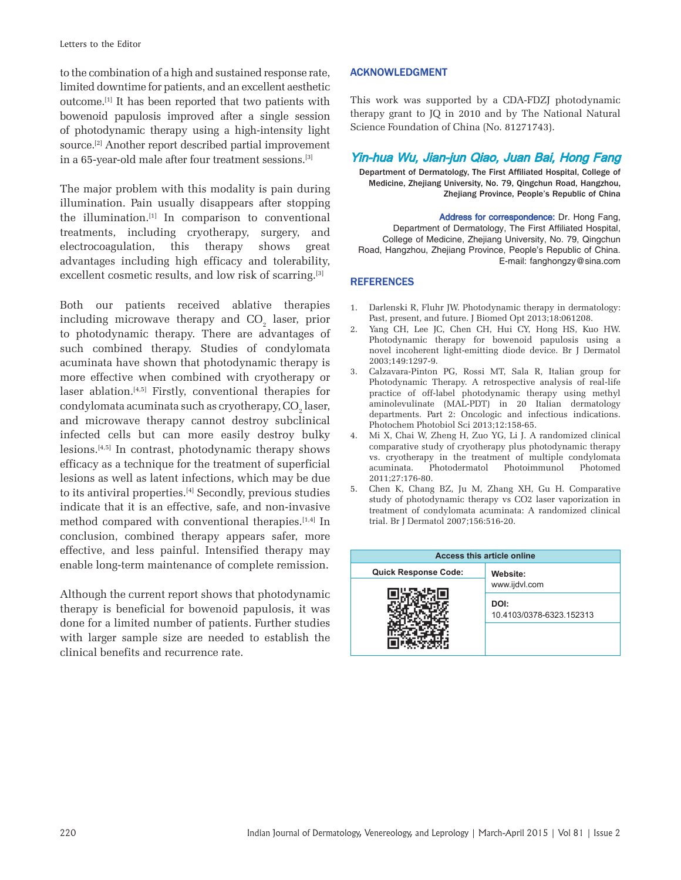to the combination of a high and sustained response rate, limited downtime for patients, and an excellent aesthetic outcome.[1] It has been reported that two patients with bowenoid papulosis improved after a single session of photodynamic therapy using a high-intensity light source.[2] Another report described partial improvement in a 65-year-old male after four treatment sessions.[3]

The major problem with this modality is pain during illumination. Pain usually disappears after stopping the illumination.[1] In comparison to conventional treatments, including cryotherapy, surgery, and electrocoagulation, this therapy shows great advantages including high efficacy and tolerability, excellent cosmetic results, and low risk of scarring.[3]

Both our patients received ablative therapies including microwave therapy and $CO_2$ laser, prior to photodynamic therapy. There are advantages of such combined therapy. Studies of condylomata acuminata have shown that photodynamic therapy is more effective when combined with cryotherapy or laser ablation.[4,5] Firstly, conventional therapies for condylomata acuminata such as cryotherapy, $CO_2$ laser, and microwave therapy cannot destroy subclinical infected cells but can more easily destroy bulky lesions.[4,5] In contrast, photodynamic therapy shows efficacy as a technique for the treatment of superficial lesions as well as latent infections, which may be due to its antiviral properties.[4] Secondly, previous studies indicate that it is an effective, safe, and non-invasive method compared with conventional therapies.[1,4] In conclusion, combined therapy appears safer, more effective, and less painful. Intensified therapy may enable long-term maintenance of complete remission.

Although the current report shows that photodynamic therapy is beneficial for bowenoid papulosis, it was done for a limited number of patients. Further studies with larger sample size are needed to establish the clinical benefits and recurrence rate.

## ACKNOWLEDGMENT

This work was supported by a CDA-FDZJ photodynamic therapy grant to JQ in 2010 and by The National Natural Science Foundation of China (No. 81271743).

**Yin-hua Wu, Jian-jun Qiao, Juan Bai, Hong Fang**

Department of Dermatology, The First Affiliated Hospital, College of Medicine, Zhejiang University, No. 79, Qingchun Road, Hangzhou, Zhejiang Province, People's Republic of China

**Address for correspondence:** Dr. Hong Fang, Department of Dermatology, The First Affiliated Hospital, College of Medicine, Zhejiang University, No. 79, Qingchun Road, Hangzhou, Zhejiang Province, People's Republic of China. E-mail: fanghongzy@sina.com

## REFERENCES

1. Darlenski R, Fluhr JW. Photodynamic therapy in dermatology: Past, present, and future. J Biomed Opt 2013;18:061208.
2. Yang CH, Lee JC, Chen CH, Hui CY, Hong HS, Kuo HW. Photodynamic therapy for bowenoid papulosis using a novel incoherent light-emitting diode device. Br J Dermatol 2003;149:1297-9.
3. Calzavara-Pinton PG, Rossi MT, Sala R, Italian group for Photodynamic Therapy. A retrospective analysis of real-life practice of off-label photodynamic therapy using methyl aminolevulinate (MAL-PDT) in 20 Italian dermatology departments. Part 2: Oncologic and infectious indications. Photochem Photobiol Sci 2013;12:158-65.
4. Mi X, Chai W, Zheng H, Zuo YG, Li J. A randomized clinical comparative study of cryotherapy plus photodynamic therapy vs. cryotherapy in the treatment of multiple condylomata acuminata. Photodermatol Photoimmunol Photomed 2011;27:176-80.
5. Chen K, Chang BZ, Ju M, Zhang XH, Gu H. Comparative study of photodynamic therapy vs CO2 laser vaporization in treatment of condylomata acuminata: A randomized clinical trial. Br J Dermatol 2007;156:516-20.

| Access this article online | |
|---|---|
| Quick Response Code: | Website: www.ijdvl.com |
| | DOI: 10.4103/0378-6323.152313 |